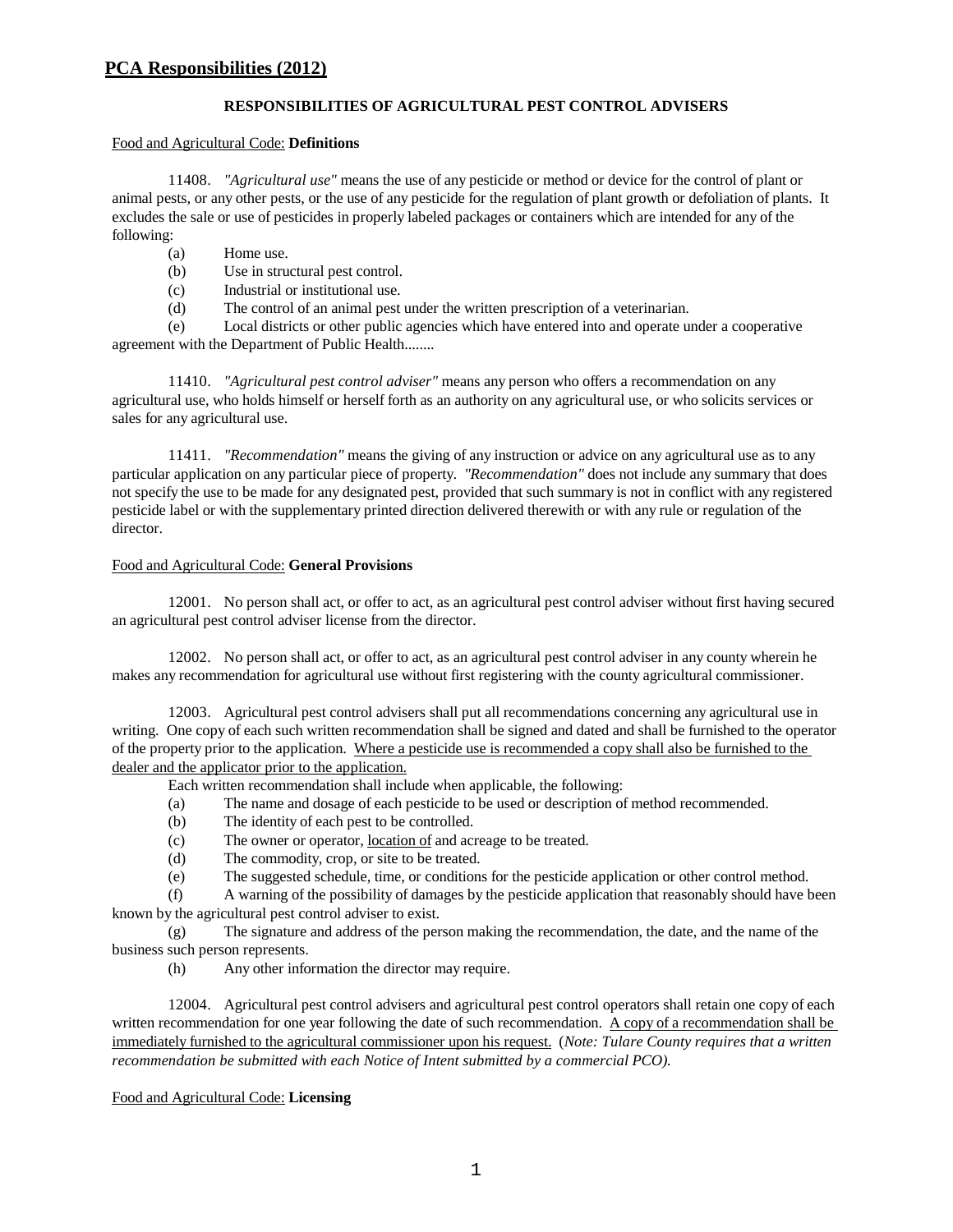# PCA Responsibilities (2012)

## RESPONSIBILITIES OF AGRICULTURAL PEST CONTROL ADVISERS

Food and Agricultural Code: **Definitions**

11408. *"Agricultural use"* means the use of any pesticide or method or device for the control of plant or animal pests, or any other pests, or the use of any pesticide for the regulation of plant growth or defoliation of plants. It excludes the sale or use of pesticides in properly labeled packages or containers which are intended for any of the following:

- (a) Home use.
- (b) Use in structural pest control.
- (c) Industrial or institutional use.
- (d) The control of an animal pest under the written prescription of a veterinarian.
- (e) Local districts or other public agencies which have entered into and operate under a cooperative agreement with the Department of Public Health........

11410. *"Agricultural pest control adviser"* means any person who offers a recommendation on any agricultural use, who holds himself or herself forth as an authority on any agricultural use, or who solicits services or sales for any agricultural use.

11411. *"Recommendation"* means the giving of any instruction or advice on any agricultural use as to any particular application on any particular piece of property. *"Recommendation"* does not include any summary that does not specify the use to be made for any designated pest, provided that such summary is not in conflict with any registered pesticide label or with the supplementary printed direction delivered therewith or with any rule or regulation of the director.

Food and Agricultural Code: **General Provisions**

12001. No person shall act, or offer to act, as an agricultural pest control adviser without first having secured an agricultural pest control adviser license from the director.

12002. No person shall act, or offer to act, as an agricultural pest control adviser in any county wherein he makes any recommendation for agricultural use without first registering with the county agricultural commissioner.

12003. Agricultural pest control advisers shall put all recommendations concerning any agricultural use in writing. One copy of each such written recommendation shall be signed and dated and shall be furnished to the operator of the property prior to the application. <u>Where a pesticide use is recommended a copy shall also be furnished to the dealer and the applicator prior to the application.</u>

Each written recommendation shall include when applicable, the following:

- (a) The name and dosage of each pesticide to be used or description of method recommended.
- (b) The identity of each pest to be controlled.
- (c) The owner or operator, <u>location of</u> and acreage to be treated.
- (d) The commodity, crop, or site to be treated.
- (e) The suggested schedule, time, or conditions for the pesticide application or other control method.
- (f) A warning of the possibility of damages by the pesticide application that reasonably should have been known by the agricultural pest control adviser to exist.
- (g) The signature and address of the person making the recommendation, the date, and the name of the business such person represents.
- (h) Any other information the director may require.

12004. Agricultural pest control advisers and agricultural pest control operators shall retain one copy of each written recommendation for one year following the date of such recommendation. <u>A copy of a recommendation shall be immediately furnished to the agricultural commissioner upon his request.</u> (*Note: Tulare County requires that a written recommendation be submitted with each Notice of Intent submitted by a commercial PCO).*

Food and Agricultural Code: **Licensing**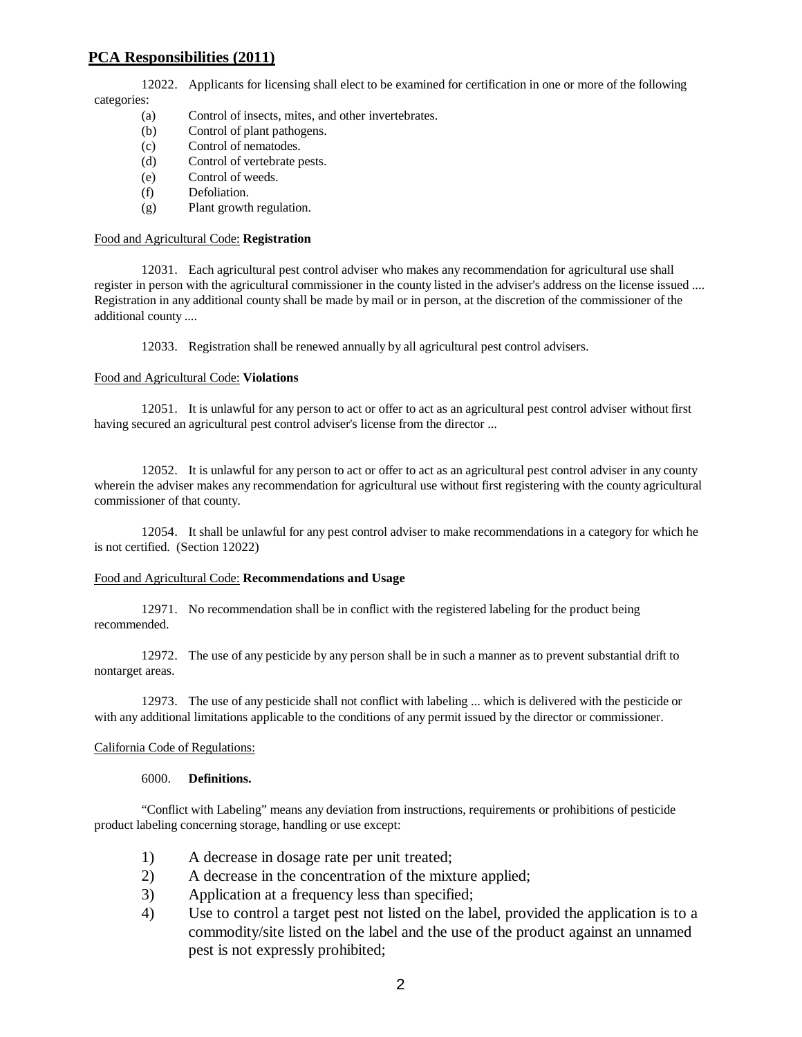## PCA Responsibilities (2011)

12022. Applicants for licensing shall elect to be examined for certification in one or more of the following categories:

- (a) Control of insects, mites, and other invertebrates.
- (b) Control of plant pathogens.
- (c) Control of nematodes.
- (d) Control of vertebrate pests.
- (e) Control of weeds.
- (f) Defoliation.
- (g) Plant growth regulation.

Food and Agricultural Code: **Registration**

12031. Each agricultural pest control adviser who makes any recommendation for agricultural use shall register in person with the agricultural commissioner in the county listed in the adviser's address on the license issued .... Registration in any additional county shall be made by mail or in person, at the discretion of the commissioner of the additional county ....

12033. Registration shall be renewed annually by all agricultural pest control advisers.

Food and Agricultural Code: **Violations**

12051. It is unlawful for any person to act or offer to act as an agricultural pest control adviser without first having secured an agricultural pest control adviser's license from the director ...

12052. It is unlawful for any person to act or offer to act as an agricultural pest control adviser in any county wherein the adviser makes any recommendation for agricultural use without first registering with the county agricultural commissioner of that county.

12054. It shall be unlawful for any pest control adviser to make recommendations in a category for which he is not certified. (Section 12022)

Food and Agricultural Code: **Recommendations and Usage**

12971. No recommendation shall be in conflict with the registered labeling for the product being recommended.

12972. The use of any pesticide by any person shall be in such a manner as to prevent substantial drift to nontarget areas.

12973. The use of any pesticide shall not conflict with labeling ... which is delivered with the pesticide or with any additional limitations applicable to the conditions of any permit issued by the director or commissioner.

California Code of Regulations:

6000. **Definitions.**

"Conflict with Labeling" means any deviation from instructions, requirements or prohibitions of pesticide product labeling concerning storage, handling or use except:

1) A decrease in dosage rate per unit treated;
2) A decrease in the concentration of the mixture applied;
3) Application at a frequency less than specified;
4) Use to control a target pest not listed on the label, provided the application is to a commodity/site listed on the label and the use of the product against an unnamed pest is not expressly prohibited;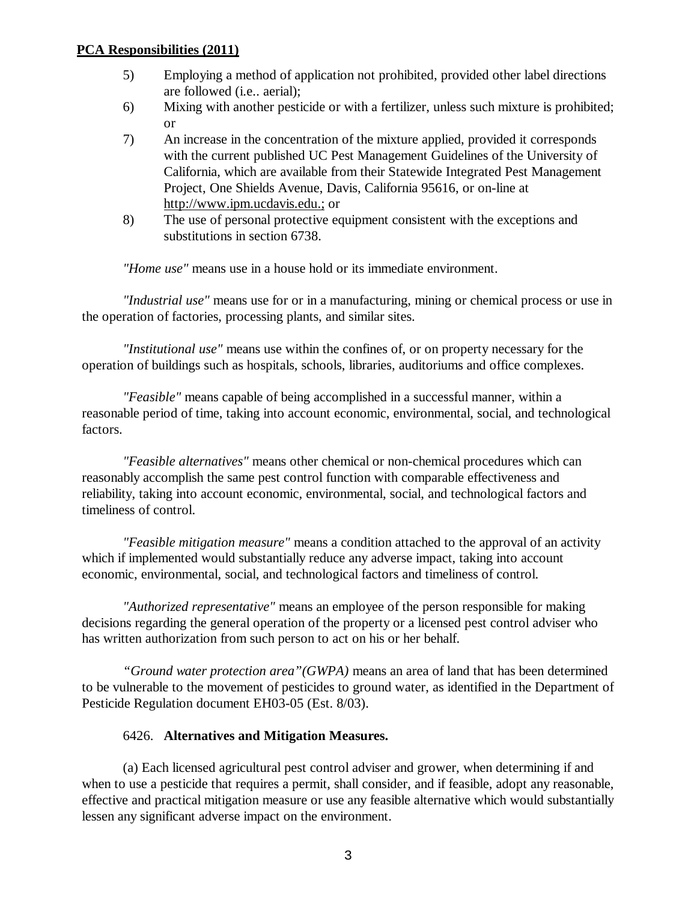5) Employing a method of application not prohibited, provided other label directions are followed (i.e.. aerial);
6) Mixing with another pesticide or with a fertilizer, unless such mixture is prohibited; or
7) An increase in the concentration of the mixture applied, provided it corresponds with the current published UC Pest Management Guidelines of the University of California, which are available from their Statewide Integrated Pest Management Project, One Shields Avenue, Davis, California 95616, or on-line at http://www.ipm.ucdavis.edu.; or
8) The use of personal protective equipment consistent with the exceptions and substitutions in section 6738.

*"Home use"* means use in a house hold or its immediate environment.

*"Industrial use"* means use for or in a manufacturing, mining or chemical process or use in the operation of factories, processing plants, and similar sites.

*"Institutional use"* means use within the confines of, or on property necessary for the operation of buildings such as hospitals, schools, libraries, auditoriums and office complexes.

*"Feasible"* means capable of being accomplished in a successful manner, within a reasonable period of time, taking into account economic, environmental, social, and technological factors.

*"Feasible alternatives"* means other chemical or non-chemical procedures which can reasonably accomplish the same pest control function with comparable effectiveness and reliability, taking into account economic, environmental, social, and technological factors and timeliness of control.

*"Feasible mitigation measure"* means a condition attached to the approval of an activity which if implemented would substantially reduce any adverse impact, taking into account economic, environmental, social, and technological factors and timeliness of control.

*"Authorized representative"* means an employee of the person responsible for making decisions regarding the general operation of the property or a licensed pest control adviser who has written authorization from such person to act on his or her behalf.

*"Ground water protection area"(GWPA)* means an area of land that has been determined to be vulnerable to the movement of pesticides to ground water, as identified in the Department of Pesticide Regulation document EH03-05 (Est. 8/03).

6426. **Alternatives and Mitigation Measures.**

(a) Each licensed agricultural pest control adviser and grower, when determining if and when to use a pesticide that requires a permit, shall consider, and if feasible, adopt any reasonable, effective and practical mitigation measure or use any feasible alternative which would substantially lessen any significant adverse impact on the environment.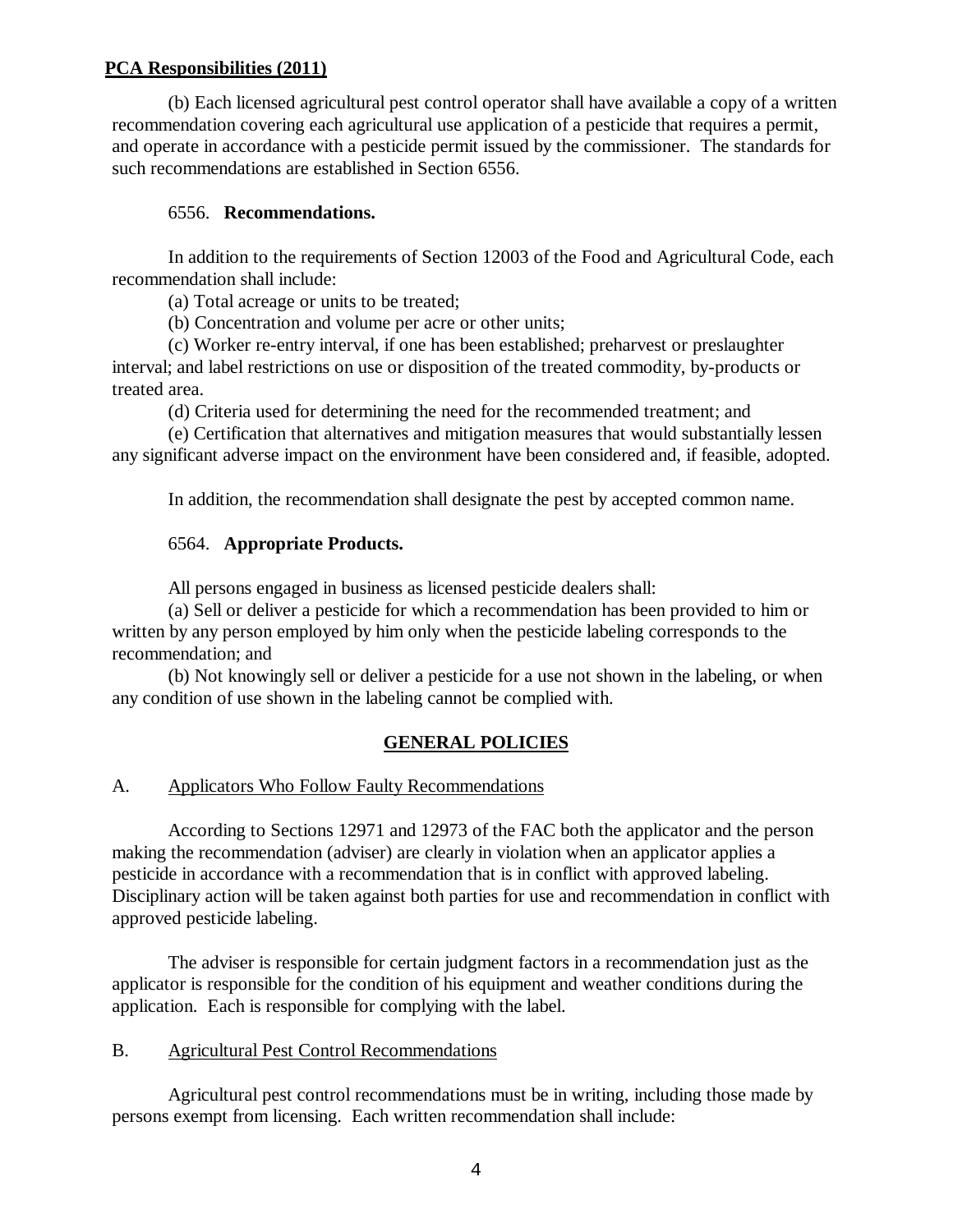**PCA Responsibilities (2011)**

(b) Each licensed agricultural pest control operator shall have available a copy of a written recommendation covering each agricultural use application of a pesticide that requires a permit, and operate in accordance with a pesticide permit issued by the commissioner. The standards for such recommendations are established in Section 6556.

6556. **Recommendations.**

In addition to the requirements of Section 12003 of the Food and Agricultural Code, each recommendation shall include:

(a) Total acreage or units to be treated;

(b) Concentration and volume per acre or other units;

(c) Worker re-entry interval, if one has been established; preharvest or preslaughter interval; and label restrictions on use or disposition of the treated commodity, by-products or treated area.

(d) Criteria used for determining the need for the recommended treatment; and

(e) Certification that alternatives and mitigation measures that would substantially lessen any significant adverse impact on the environment have been considered and, if feasible, adopted.

In addition, the recommendation shall designate the pest by accepted common name.

6564. **Appropriate Products.**

All persons engaged in business as licensed pesticide dealers shall:

(a) Sell or deliver a pesticide for which a recommendation has been provided to him or written by any person employed by him only when the pesticide labeling corresponds to the recommendation; and

(b) Not knowingly sell or deliver a pesticide for a use not shown in the labeling, or when any condition of use shown in the labeling cannot be complied with.

## GENERAL POLICIES

A. Applicators Who Follow Faulty Recommendations

According to Sections 12971 and 12973 of the FAC both the applicator and the person making the recommendation (adviser) are clearly in violation when an applicator applies a pesticide in accordance with a recommendation that is in conflict with approved labeling. Disciplinary action will be taken against both parties for use and recommendation in conflict with approved pesticide labeling.

The adviser is responsible for certain judgment factors in a recommendation just as the applicator is responsible for the condition of his equipment and weather conditions during the application. Each is responsible for complying with the label.

B. Agricultural Pest Control Recommendations

Agricultural pest control recommendations must be in writing, including those made by persons exempt from licensing. Each written recommendation shall include: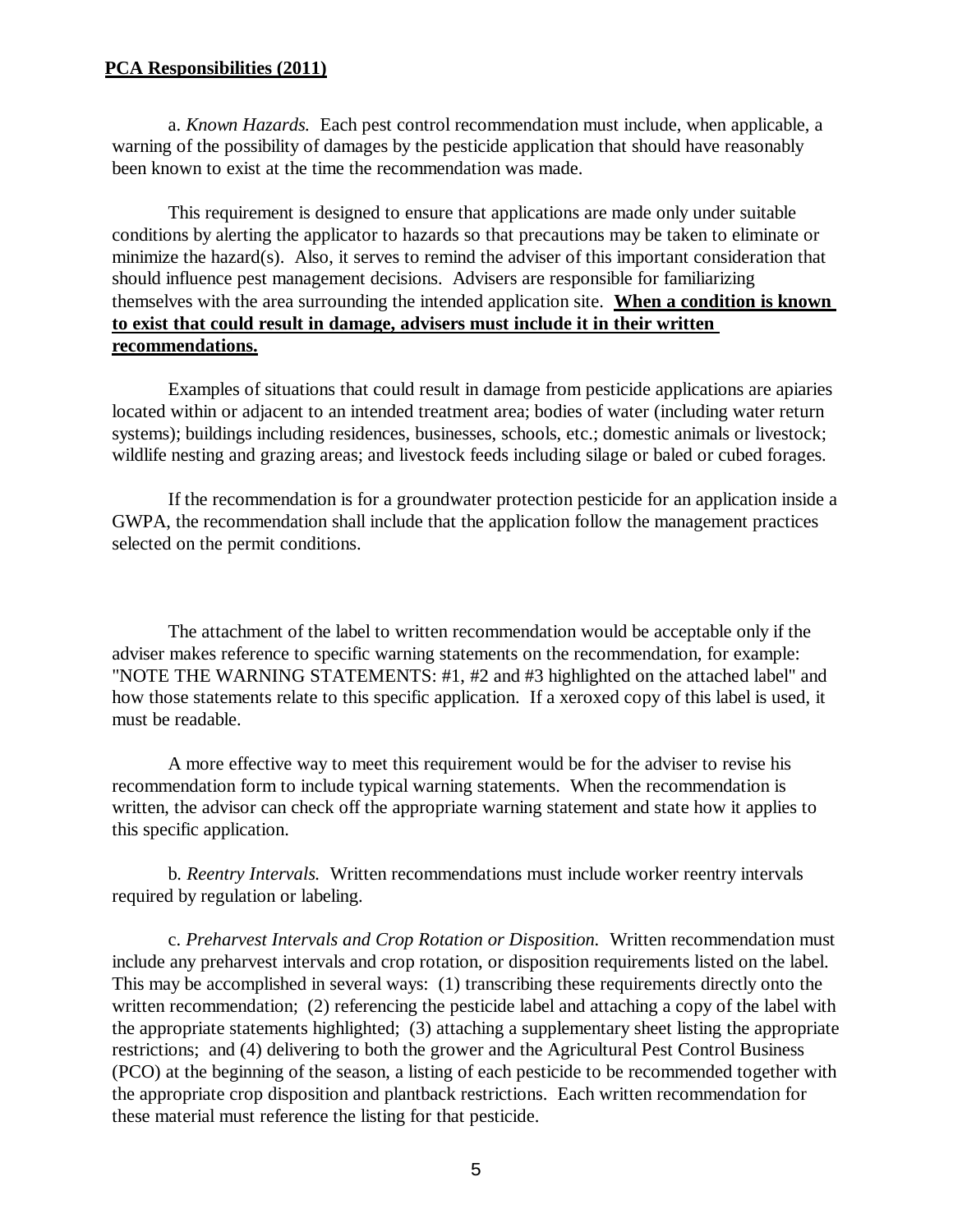**PCA Responsibilities (2011)**

a. *Known Hazards.* Each pest control recommendation must include, when applicable, a warning of the possibility of damages by the pesticide application that should have reasonably been known to exist at the time the recommendation was made.

This requirement is designed to ensure that applications are made only under suitable conditions by alerting the applicator to hazards so that precautions may be taken to eliminate or minimize the hazard(s). Also, it serves to remind the adviser of this important consideration that should influence pest management decisions. Advisers are responsible for familiarizing themselves with the area surrounding the intended application site. **When a condition is known to exist that could result in damage, advisers must include it in their written recommendations.**

Examples of situations that could result in damage from pesticide applications are apiaries located within or adjacent to an intended treatment area; bodies of water (including water return systems); buildings including residences, businesses, schools, etc.; domestic animals or livestock; wildlife nesting and grazing areas; and livestock feeds including silage or baled or cubed forages.

If the recommendation is for a groundwater protection pesticide for an application inside a GWPA, the recommendation shall include that the application follow the management practices selected on the permit conditions.

The attachment of the label to written recommendation would be acceptable only if the adviser makes reference to specific warning statements on the recommendation, for example: "NOTE THE WARNING STATEMENTS: #1, #2 and #3 highlighted on the attached label" and how those statements relate to this specific application. If a xeroxed copy of this label is used, it must be readable.

A more effective way to meet this requirement would be for the adviser to revise his recommendation form to include typical warning statements. When the recommendation is written, the advisor can check off the appropriate warning statement and state how it applies to this specific application.

b. *Reentry Intervals.* Written recommendations must include worker reentry intervals required by regulation or labeling.

c. *Preharvest Intervals and Crop Rotation or Disposition.* Written recommendation must include any preharvest intervals and crop rotation, or disposition requirements listed on the label. This may be accomplished in several ways: (1) transcribing these requirements directly onto the written recommendation; (2) referencing the pesticide label and attaching a copy of the label with the appropriate statements highlighted; (3) attaching a supplementary sheet listing the appropriate restrictions; and (4) delivering to both the grower and the Agricultural Pest Control Business (PCO) at the beginning of the season, a listing of each pesticide to be recommended together with the appropriate crop disposition and plantback restrictions. Each written recommendation for these material must reference the listing for that pesticide.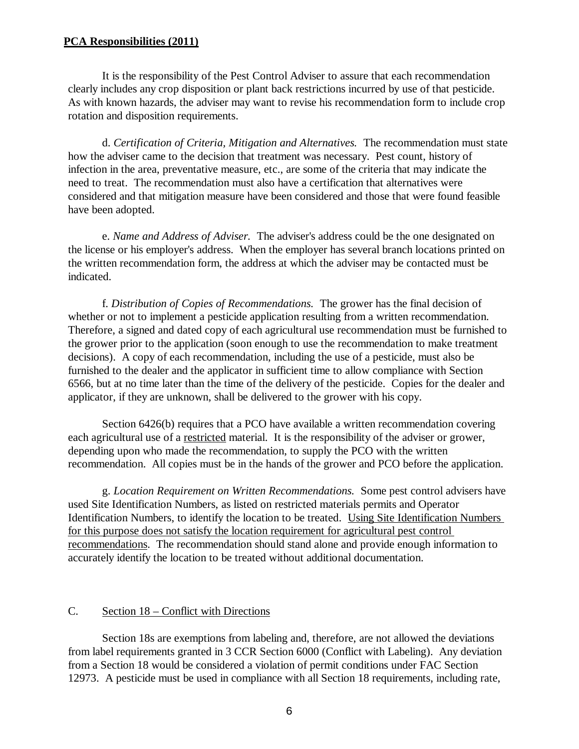It is the responsibility of the Pest Control Adviser to assure that each recommendation clearly includes any crop disposition or plant back restrictions incurred by use of that pesticide. As with known hazards, the adviser may want to revise his recommendation form to include crop rotation and disposition requirements.

d. *Certification of Criteria, Mitigation and Alternatives.* The recommendation must state how the adviser came to the decision that treatment was necessary. Pest count, history of infection in the area, preventative measure, etc., are some of the criteria that may indicate the need to treat. The recommendation must also have a certification that alternatives were considered and that mitigation measure have been considered and those that were found feasible have been adopted.

e. *Name and Address of Adviser.* The adviser's address could be the one designated on the license or his employer's address. When the employer has several branch locations printed on the written recommendation form, the address at which the adviser may be contacted must be indicated.

f. *Distribution of Copies of Recommendations.* The grower has the final decision of whether or not to implement a pesticide application resulting from a written recommendation. Therefore, a signed and dated copy of each agricultural use recommendation must be furnished to the grower prior to the application (soon enough to use the recommendation to make treatment decisions). A copy of each recommendation, including the use of a pesticide, must also be furnished to the dealer and the applicator in sufficient time to allow compliance with Section 6566, but at no time later than the time of the delivery of the pesticide. Copies for the dealer and applicator, if they are unknown, shall be delivered to the grower with his copy.

Section 6426(b) requires that a PCO have available a written recommendation covering each agricultural use of a <u>restricted</u> material. It is the responsibility of the adviser or grower, depending upon who made the recommendation, to supply the PCO with the written recommendation. All copies must be in the hands of the grower and PCO before the application.

g. *Location Requirement on Written Recommendations.* Some pest control advisers have used Site Identification Numbers, as listed on restricted materials permits and Operator Identification Numbers, to identify the location to be treated. <u>Using Site Identification Numbers for this purpose does not satisfy the location requirement for agricultural pest control recommendations</u>. The recommendation should stand alone and provide enough information to accurately identify the location to be treated without additional documentation.

## C. <u>Section 18 – Conflict with Directions</u>

Section 18s are exemptions from labeling and, therefore, are not allowed the deviations from label requirements granted in 3 CCR Section 6000 (Conflict with Labeling). Any deviation from a Section 18 would be considered a violation of permit conditions under FAC Section 12973. A pesticide must be used in compliance with all Section 18 requirements, including rate,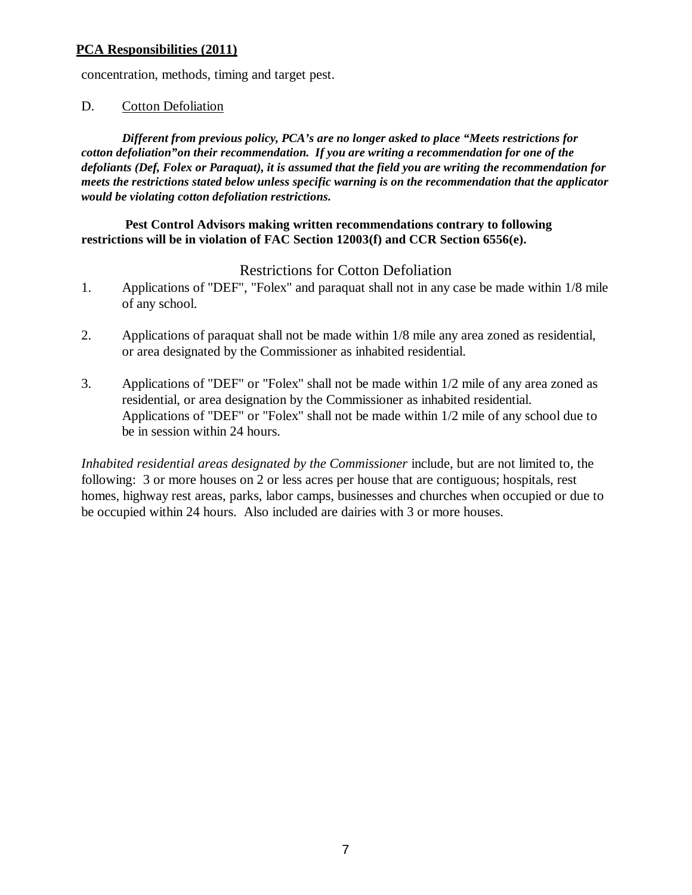concentration, methods, timing and target pest.

D. Cotton Defoliation

***Different from previous policy, PCA's are no longer asked to place "Meets restrictions for cotton defoliation"on their recommendation. If you are writing a recommendation for one of the defoliants (Def, Folex or Paraquat), it is assumed that the field you are writing the recommendation for meets the restrictions stated below unless specific warning is on the recommendation that the applicator would be violating cotton defoliation restrictions.***

**Pest Control Advisors making written recommendations contrary to following restrictions will be in violation of FAC Section 12003(f) and CCR Section 6556(e).**

## Restrictions for Cotton Defoliation

1. Applications of "DEF", "Folex" and paraquat shall not in any case be made within 1/8 mile of any school.

2. Applications of paraquat shall not be made within 1/8 mile any area zoned as residential, or area designated by the Commissioner as inhabited residential.

3. Applications of "DEF" or "Folex" shall not be made within 1/2 mile of any area zoned as residential, or area designation by the Commissioner as inhabited residential. Applications of "DEF" or "Folex" shall not be made within 1/2 mile of any school due to be in session within 24 hours.

*Inhabited residential areas designated by the Commissioner* include, but are not limited to, the following: 3 or more houses on 2 or less acres per house that are contiguous; hospitals, rest homes, highway rest areas, parks, labor camps, businesses and churches when occupied or due to be occupied within 24 hours. Also included are dairies with 3 or more houses.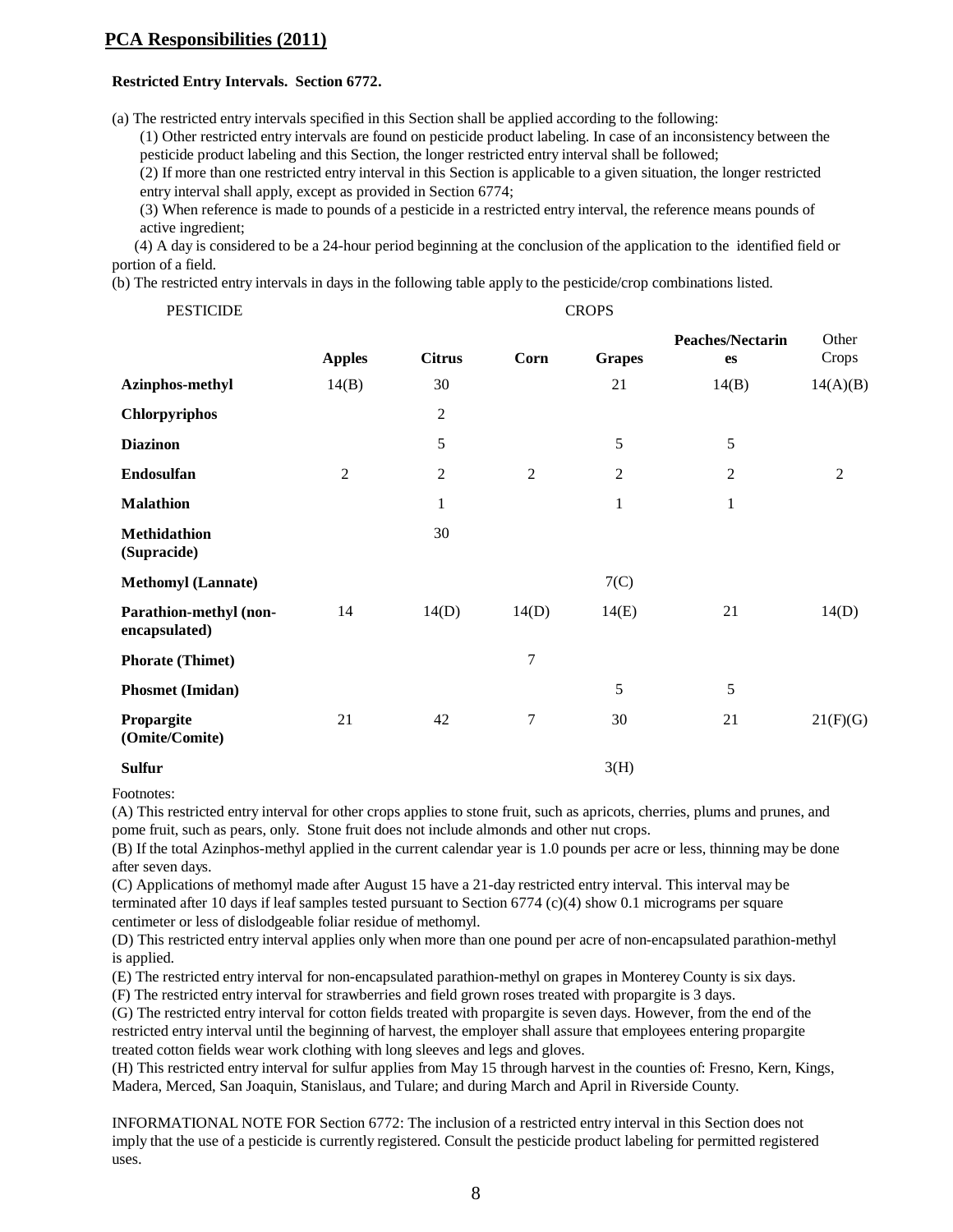## PCA Responsibilities (2011)

**Restricted Entry Intervals. Section 6772.**

(a) The restricted entry intervals specified in this Section shall be applied according to the following:

(1) Other restricted entry intervals are found on pesticide product labeling. In case of an inconsistency between the pesticide product labeling and this Section, the longer restricted entry interval shall be followed;

(2) If more than one restricted entry interval in this Section is applicable to a given situation, the longer restricted entry interval shall apply, except as provided in Section 6774;

(3) When reference is made to pounds of a pesticide in a restricted entry interval, the reference means pounds of active ingredient;

(4) A day is considered to be a 24-hour period beginning at the conclusion of the application to the identified field or portion of a field.

(b) The restricted entry intervals in days in the following table apply to the pesticide/crop combinations listed.

| PESTICIDE | CROPS | | | | | |
|---|---|---|---|---|---|---|
| | **Apples** | **Citrus** | **Corn** | **Grapes** | **Peaches/Nectarines** | Other Crops |
| **Azinphos-methyl** | 14(B) | 30 | | 21 | 14(B) | 14(A)(B) |
| **Chlorpyriphos** | | 2 | | | | |
| **Diazinon** | | 5 | | 5 | 5 | |
| **Endosulfan** | 2 | 2 | 2 | 2 | 2 | 2 |
| **Malathion** | | 1 | | 1 | 1 | |
| **Methidathion (Supracide)** | | 30 | | | | |
| **Methomyl (Lannate)** | | | | 7(C) | | |
| **Parathion-methyl (non-encapsulated)** | 14 | 14(D) | 14(D) | 14(E) | 21 | 14(D) |
| **Phorate (Thimet)** | | | 7 | | | |
| **Phosmet (Imidan)** | | | | 5 | 5 | |
| **Propargite (Omite/Comite)** | 21 | 42 | 7 | 30 | 21 | 21(F)(G) |
| **Sulfur** | | | | 3(H) | | |

Footnotes:

(A) This restricted entry interval for other crops applies to stone fruit, such as apricots, cherries, plums and prunes, and pome fruit, such as pears, only. Stone fruit does not include almonds and other nut crops.

(B) If the total Azinphos-methyl applied in the current calendar year is 1.0 pounds per acre or less, thinning may be done after seven days.

(C) Applications of methomyl made after August 15 have a 21-day restricted entry interval. This interval may be terminated after 10 days if leaf samples tested pursuant to Section 6774 (c)(4) show 0.1 micrograms per square centimeter or less of dislodgeable foliar residue of methomyl.

(D) This restricted entry interval applies only when more than one pound per acre of non-encapsulated parathion-methyl is applied.

(E) The restricted entry interval for non-encapsulated parathion-methyl on grapes in Monterey County is six days.

(F) The restricted entry interval for strawberries and field grown roses treated with propargite is 3 days.

(G) The restricted entry interval for cotton fields treated with propargite is seven days. However, from the end of the restricted entry interval until the beginning of harvest, the employer shall assure that employees entering propargite treated cotton fields wear work clothing with long sleeves and legs and gloves.

(H) This restricted entry interval for sulfur applies from May 15 through harvest in the counties of: Fresno, Kern, Kings, Madera, Merced, San Joaquin, Stanislaus, and Tulare; and during March and April in Riverside County.

INFORMATIONAL NOTE FOR Section 6772: The inclusion of a restricted entry interval in this Section does not imply that the use of a pesticide is currently registered. Consult the pesticide product labeling for permitted registered uses.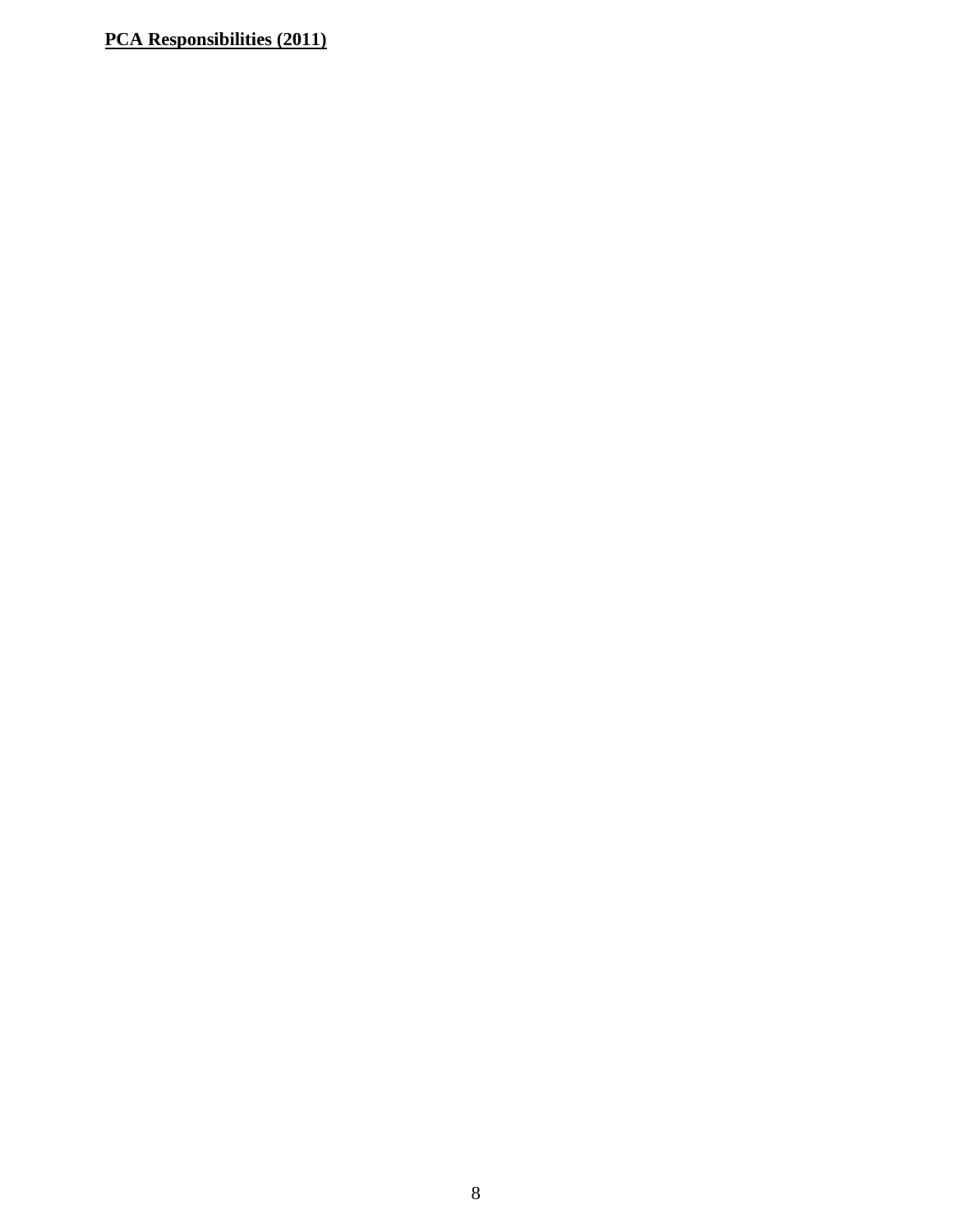**PCA Responsibilities (2011)**